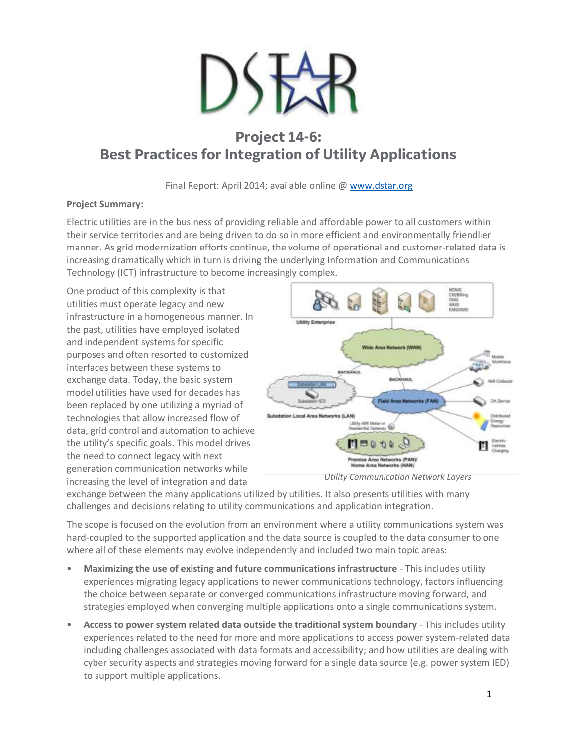# Project 14-6: Best Practices for Integration of Utility Applications

Final Report: April 2014; available online @ www.dstar.org

**Project Summary:**

Electric utilities are in the business of providing reliable and affordable power to all customers within their service territories and are being driven to do so in more efficient and environmentally friendlier manner. As grid modernization efforts continue, the volume of operational and customer-related data is increasing dramatically which in turn is driving the underlying Information and Communications Technology (ICT) infrastructure to become increasingly complex.

One product of this complexity is that utilities must operate legacy and new infrastructure in a homogeneous manner. In the past, utilities have employed isolated and independent systems for specific purposes and often resorted to customized interfaces between these systems to exchange data. Today, the basic system model utilities have used for decades has been replaced by one utilizing a myriad of technologies that allow increased flow of data, grid control and automation to achieve the utility's specific goals. This model drives the need to connect legacy with next generation communication networks while increasing the level of integration and data exchange between the many applications utilized by utilities. It also presents utilities with many challenges and decisions relating to utility communications and application integration.

*Utility Communication Network Layers*

The scope is focused on the evolution from an environment where a utility communications system was hard-coupled to the supported application and the data source is coupled to the data consumer to one where all of these elements may evolve independently and included two main topic areas:

- **Maximizing the use of existing and future communications infrastructure** - This includes utility experiences migrating legacy applications to newer communications technology, factors influencing the choice between separate or converged communications infrastructure moving forward, and strategies employed when converging multiple applications onto a single communications system.
- **Access to power system related data outside the traditional system boundary** - This includes utility experiences related to the need for more and more applications to access power system-related data including challenges associated with data formats and accessibility; and how utilities are dealing with cyber security aspects and strategies moving forward for a single data source (e.g. power system IED) to support multiple applications.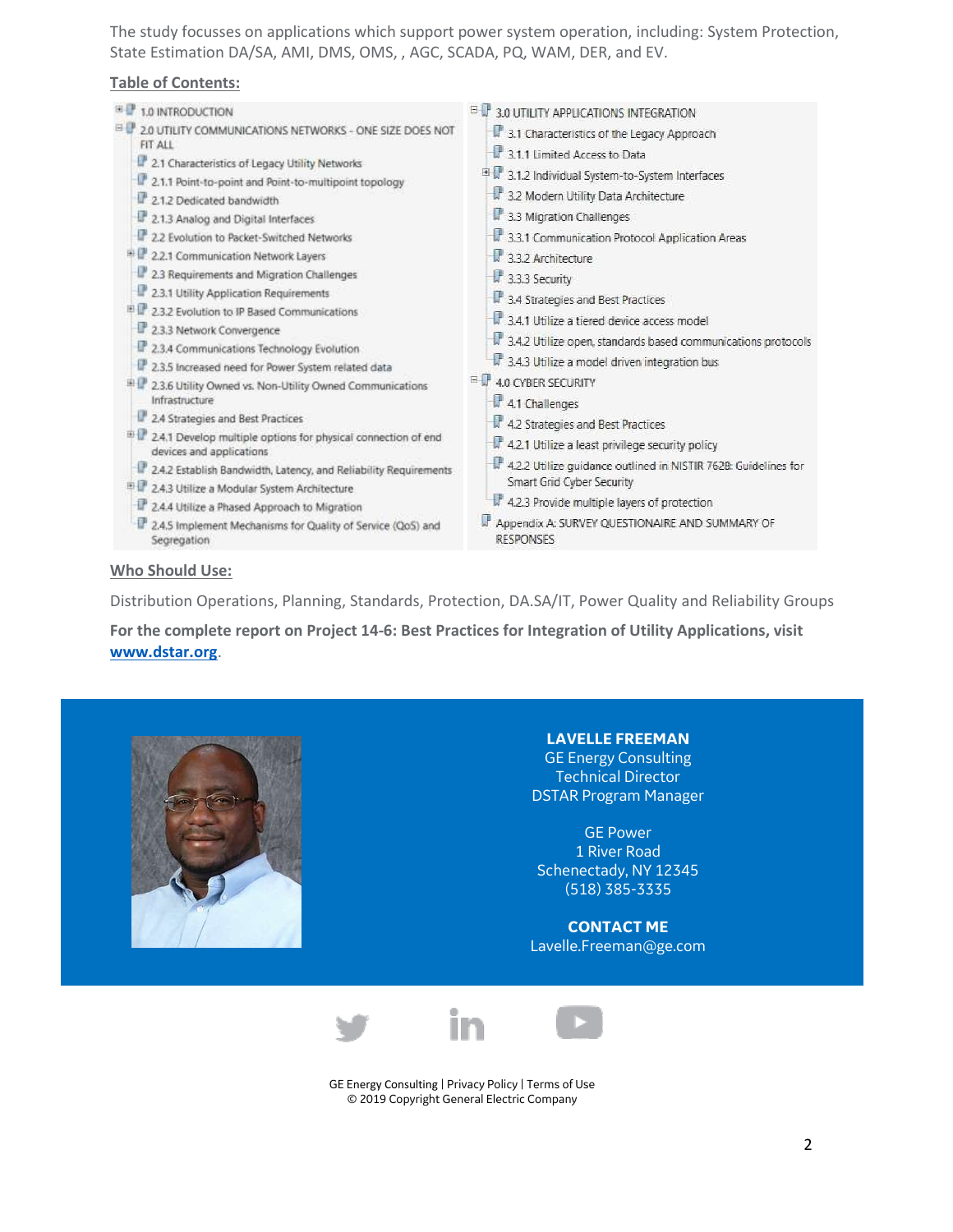The study focusses on applications which support power system operation, including: System Protection, State Estimation DA/SA, AMI, DMS, OMS, , AGC, SCADA, PQ, WAM, DER, and EV.

**Table of Contents:**

- 1.0 INTRODUCTION
- 2.0 UTILITY COMMUNICATIONS NETWORKS - ONE SIZE DOES NOT FIT ALL
  - 2.1 Characteristics of Legacy Utility Networks
  - 2.1.1 Point-to-point and Point-to-multipoint topology
  - 2.1.2 Dedicated bandwidth
  - 2.1.3 Analog and Digital Interfaces
  - 2.2 Evolution to Packet-Switched Networks
  - 2.2.1 Communication Network Layers
  - 2.3 Requirements and Migration Challenges
  - 2.3.1 Utility Application Requirements
  - 2.3.2 Evolution to IP Based Communications
  - 2.3.3 Network Convergence
  - 2.3.4 Communications Technology Evolution
  - 2.3.5 Increased need for Power System related data
  - 2.3.6 Utility Owned vs. Non-Utility Owned Communications Infrastructure
  - 2.4 Strategies and Best Practices
  - 2.4.1 Develop multiple options for physical connection of end devices and applications
  - 2.4.2 Establish Bandwidth, Latency, and Reliability Requirements
  - 2.4.3 Utilize a Modular System Architecture
  - 2.4.4 Utilize a Phased Approach to Migration
  - 2.4.5 Implement Mechanisms for Quality of Service (QoS) and Segregation
- 3.0 UTILITY APPLICATIONS INTEGRATION
  - 3.1 Characteristics of the Legacy Approach
  - 3.1.1 Limited Access to Data
  - 3.1.2 Individual System-to-System Interfaces
  - 3.2 Modern Utility Data Architecture
  - 3.3 Migration Challenges
  - 3.3.1 Communication Protocol Application Areas
  - 3.3.2 Architecture
  - 3.3.3 Security
  - 3.4 Strategies and Best Practices
  - 3.4.1 Utilize a tiered device access model
  - 3.4.2 Utilize open, standards based communications protocols
  - 3.4.3 Utilize a model driven integration bus
- 4.0 CYBER SECURITY
  - 4.1 Challenges
  - 4.2 Strategies and Best Practices
  - 4.2.1 Utilize a least privilege security policy
  - 4.2.2 Utilize guidance outlined in NISTIR 7628: Guidelines for Smart Grid Cyber Security
  - 4.2.3 Provide multiple layers of protection
- Appendix A: SURVEY QUESTIONAIRE AND SUMMARY OF RESPONSES

**Who Should Use:**

Distribution Operations, Planning, Standards, Protection, DA.SA/IT, Power Quality and Reliability Groups

**For the complete report on Project 14-6: Best Practices for Integration of Utility Applications, visit www.dstar.org.**

**LAVELLE FREEMAN**
GE Energy Consulting
Technical Director
DSTAR Program Manager

GE Power
1 River Road
Schenectady, NY 12345
(518) 385-3335

**CONTACT ME**
Lavelle.Freeman@ge.com

GE Energy Consulting | Privacy Policy | Terms of Use
© 2019 Copyright General Electric Company